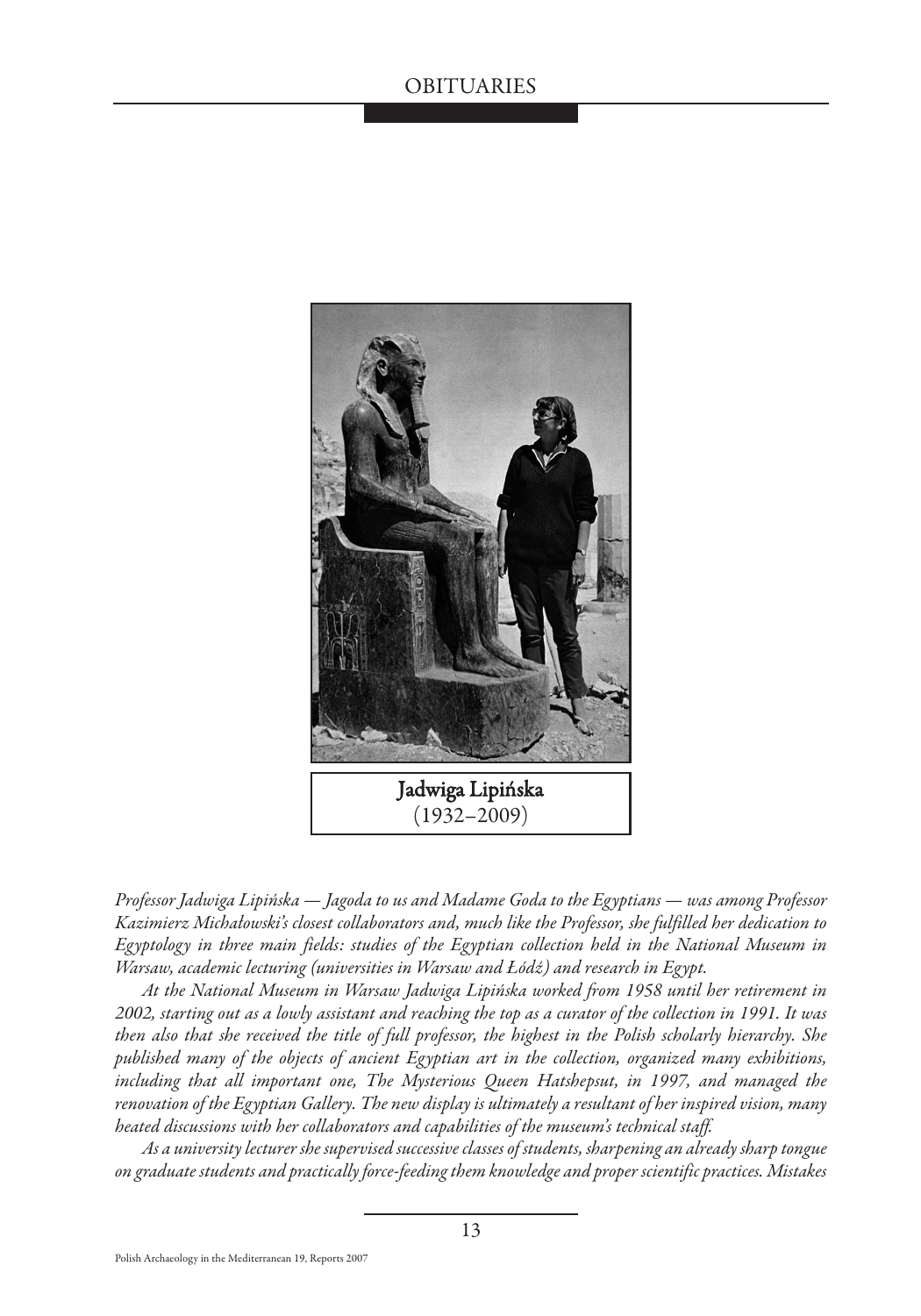# Jadwiga Lipińska

(1932–2009)

*Professor Jadwiga Lipińska — Jagoda to us and Madame Goda to the Egyptians — was among Professor Kazimierz Michałowski's closest collaborators and, much like the Professor, she fulfilled her dedication to Egyptology in three main fields: studies of the Egyptian collection held in the National Museum in Warsaw, academic lecturing (universities in Warsaw and Łódź) and research in Egypt.*

*At the National Museum in Warsaw Jadwiga Lipińska worked from 1958 until her retirement in 2002, starting out as a lowly assistant and reaching the top as a curator of the collection in 1991. It was then also that she received the title of full professor, the highest in the Polish scholarly hierarchy. She published many of the objects of ancient Egyptian art in the collection, organized many exhibitions, including that all important one, The Mysterious Queen Hatshepsut, in 1997, and managed the renovation of the Egyptian Gallery. The new display is ultimately a resultant of her inspired vision, many heated discussions with her collaborators and capabilities of the museum's technical staff.*

*As a university lecturer she supervised successive classes of students, sharpening an already sharp tongue on graduate students and practically force-feeding them knowledge and proper scientific practices. Mistakes*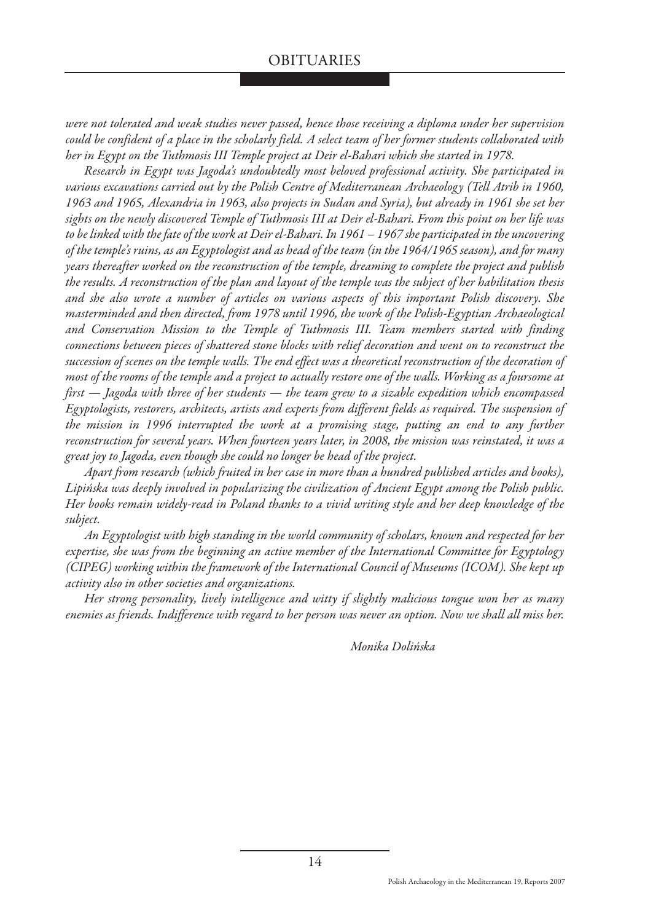*were not tolerated and weak studies never passed, hence those receiving a diploma under her supervision could be confident of a place in the scholarly field. A select team of her former students collaborated with her in Egypt on the Tuthmosis III Temple project at Deir el-Bahari which she started in 1978.*

*Research in Egypt was Jagoda's undoubtedly most beloved professional activity. She participated in various excavations carried out by the Polish Centre of Mediterranean Archaeology (Tell Atrib in 1960, 1963 and 1965, Alexandria in 1963, also projects in Sudan and Syria), but already in 1961 she set her sights on the newly discovered Temple of Tuthmosis III at Deir el-Bahari. From this point on her life was to be linked with the fate of the work at Deir el-Bahari. In 1961 – 1967 she participated in the uncovering of the temple's ruins, as an Egyptologist and as head of the team (in the 1964/1965 season), and for many years thereafter worked on the reconstruction of the temple, dreaming to complete the project and publish the results. A reconstruction of the plan and layout of the temple was the subject of her habilitation thesis and she also wrote a number of articles on various aspects of this important Polish discovery. She masterminded and then directed, from 1978 until 1996, the work of the Polish-Egyptian Archaeological and Conservation Mission to the Temple of Tuthmosis III. Team members started with finding connections between pieces of shattered stone blocks with relief decoration and went on to reconstruct the succession of scenes on the temple walls. The end effect was a theoretical reconstruction of the decoration of most of the rooms of the temple and a project to actually restore one of the walls. Working as a foursome at first — Jagoda with three of her students — the team grew to a sizable expedition which encompassed Egyptologists, restorers, architects, artists and experts from different fields as required. The suspension of the mission in 1996 interrupted the work at a promising stage, putting an end to any further reconstruction for several years. When fourteen years later, in 2008, the mission was reinstated, it was a great joy to Jagoda, even though she could no longer be head of the project.*

*Apart from research (which fruited in her case in more than a hundred published articles and books), Lipińska was deeply involved in popularizing the civilization of Ancient Egypt among the Polish public. Her books remain widely-read in Poland thanks to a vivid writing style and her deep knowledge of the subject.*

*An Egyptologist with high standing in the world community of scholars, known and respected for her expertise, she was from the beginning an active member of the International Committee for Egyptology (CIPEG) working within the framework of the International Council of Museums (ICOM). She kept up activity also in other societies and organizations.*

*Her strong personality, lively intelligence and witty if slightly malicious tongue won her as many enemies as friends. Indifference with regard to her person was never an option. Now we shall all miss her.*

*Monika Dolińska*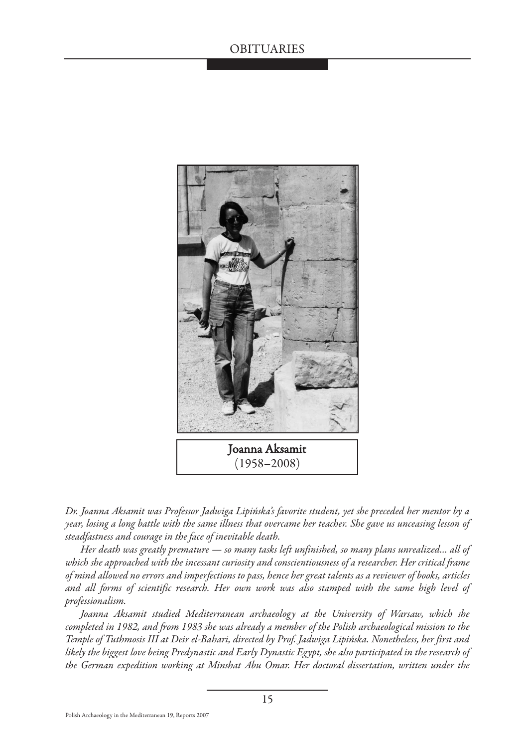# OBITUARIES

**Joanna Aksamit**
(1958–2008)

*Dr. Joanna Aksamit was Professor Jadwiga Lipińska's favorite student, yet she preceded her mentor by a year, losing a long battle with the same illness that overcame her teacher. She gave us unceasing lesson of steadfastness and courage in the face of inevitable death.*

*Her death was greatly premature — so many tasks left unfinished, so many plans unrealized... all of which she approached with the incessant curiosity and conscientiousness of a researcher. Her critical frame of mind allowed no errors and imperfections to pass, hence her great talents as a reviewer of books, articles and all forms of scientific research. Her own work was also stamped with the same high level of professionalism.*

*Joanna Aksamit studied Mediterranean archaeology at the University of Warsaw, which she completed in 1982, and from 1983 she was already a member of the Polish archaeological mission to the Temple of Tuthmosis III at Deir el-Bahari, directed by Prof. Jadwiga Lipińska. Nonetheless, her first and likely the biggest love being Predynastic and Early Dynastic Egypt, she also participated in the research of the German expedition working at Minshat Abu Omar. Her doctoral dissertation, written under the*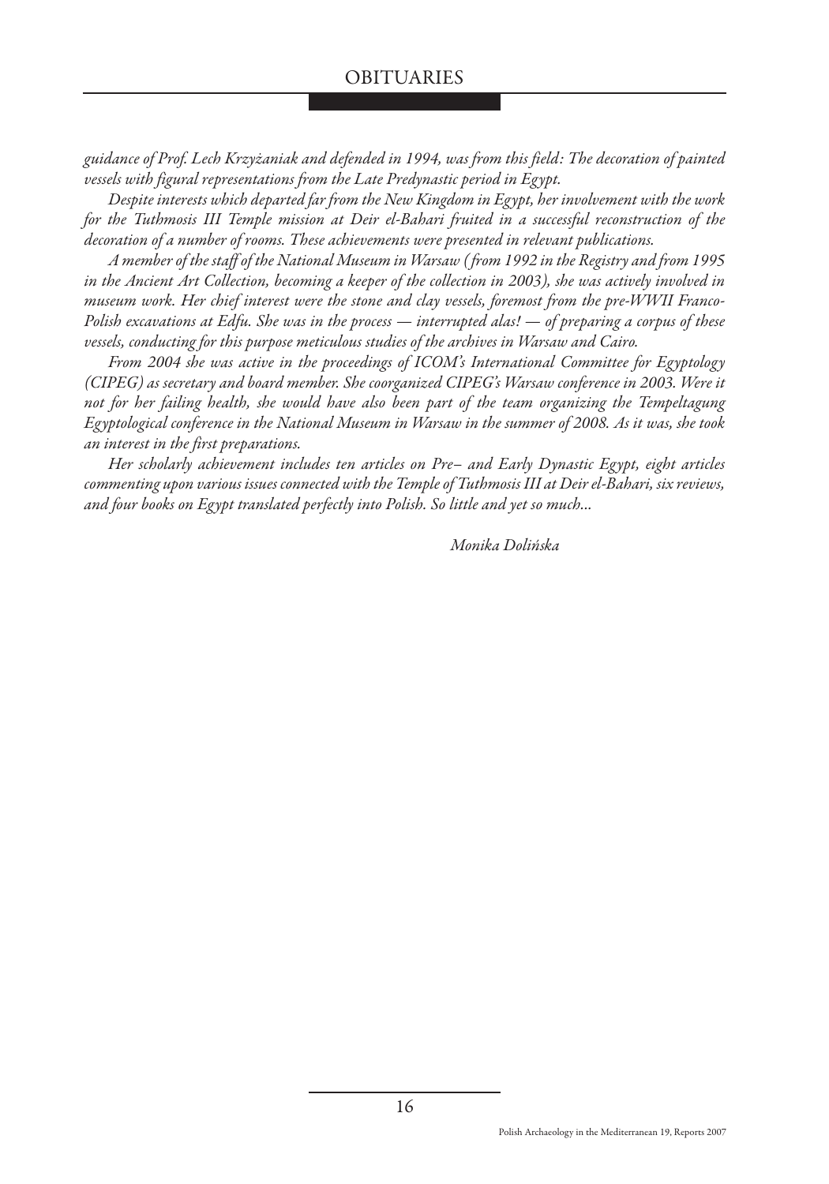*guidance of Prof. Lech Krzyżaniak and defended in 1994, was from this field: The decoration of painted vessels with figural representations from the Late Predynastic period in Egypt.*

*Despite interests which departed far from the New Kingdom in Egypt, her involvement with the work for the Tuthmosis III Temple mission at Deir el-Bahari fruited in a successful reconstruction of the decoration of a number of rooms. These achievements were presented in relevant publications.*

*A member of the staff of the National Museum in Warsaw (from 1992 in the Registry and from 1995 in the Ancient Art Collection, becoming a keeper of the collection in 2003), she was actively involved in museum work. Her chief interest were the stone and clay vessels, foremost from the pre-WWII Franco-Polish excavations at Edfu. She was in the process — interrupted alas! — of preparing a corpus of these vessels, conducting for this purpose meticulous studies of the archives in Warsaw and Cairo.*

*From 2004 she was active in the proceedings of ICOM's International Committee for Egyptology (CIPEG) as secretary and board member. She coorganized CIPEG's Warsaw conference in 2003. Were it not for her failing health, she would have also been part of the team organizing the Tempeltagung Egyptological conference in the National Museum in Warsaw in the summer of 2008. As it was, she took an interest in the first preparations.*

*Her scholarly achievement includes ten articles on Pre– and Early Dynastic Egypt, eight articles commenting upon various issues connected with the Temple of Tuthmosis III at Deir el-Bahari, six reviews, and four books on Egypt translated perfectly into Polish. So little and yet so much...*

*Monika Dolińska*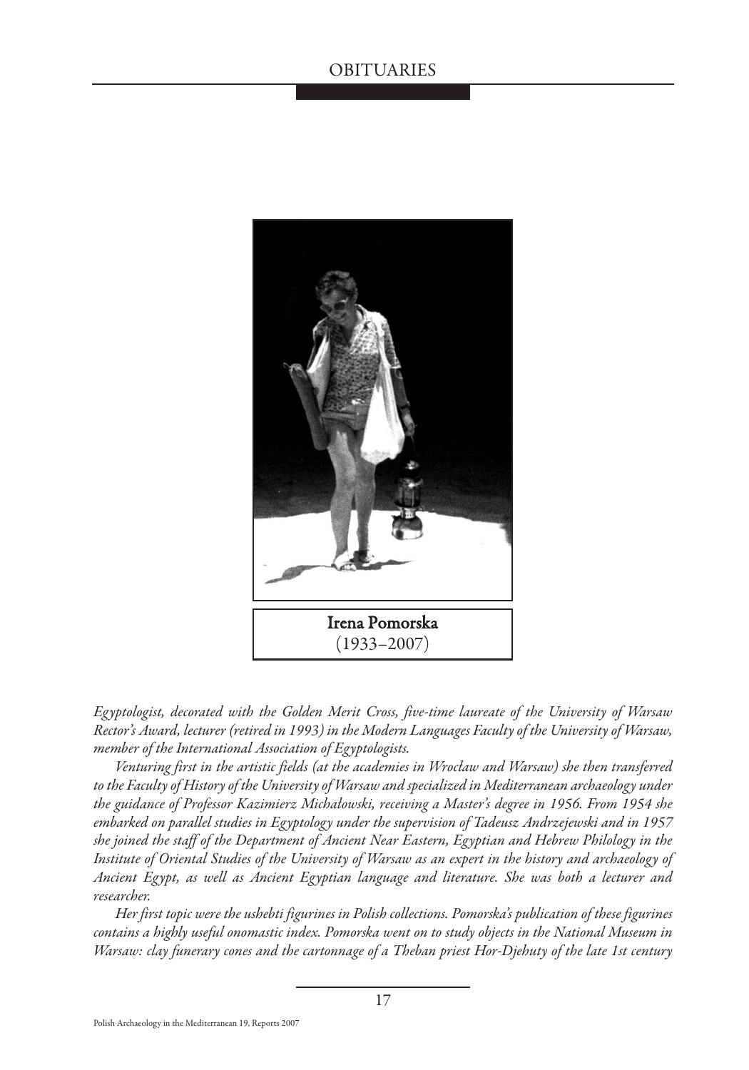# OBITUARIES

**Irena Pomorska**
(1933–2007)

*Egyptologist, decorated with the Golden Merit Cross, five-time laureate of the University of Warsaw Rector's Award, lecturer (retired in 1993) in the Modern Languages Faculty of the University of Warsaw, member of the International Association of Egyptologists.*

*Venturing first in the artistic fields (at the academies in Wrocław and Warsaw) she then transferred to the Faculty of History of the University of Warsaw and specialized in Mediterranean archaeology under the guidance of Professor Kazimierz Michałowski, receiving a Master's degree in 1956. From 1954 she embarked on parallel studies in Egyptology under the supervision of Tadeusz Andrzejewski and in 1957 she joined the staff of the Department of Ancient Near Eastern, Egyptian and Hebrew Philology in the Institute of Oriental Studies of the University of Warsaw as an expert in the history and archaeology of Ancient Egypt, as well as Ancient Egyptian language and literature. She was both a lecturer and researcher.*

*Her first topic were the ushebti figurines in Polish collections. Pomorska's publication of these figurines contains a highly useful onomastic index. Pomorska went on to study objects in the National Museum in Warsaw: clay funerary cones and the cartonnage of a Theban priest Hor-Djehuty of the late 1st century*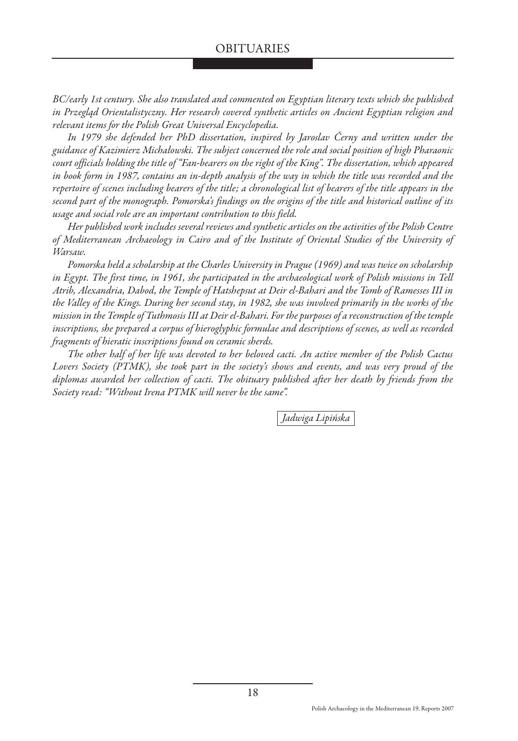*BC/early 1st century. She also translated and commented on Egyptian literary texts which she published in Przegląd Orientalistyczny. Her research covered synthetic articles on Ancient Egyptian religion and relevant items for the Polish Great Universal Encyclopedia.*

*In 1979 she defended her PhD dissertation, inspired by Jaroslav Černy and written under the guidance of Kazimierz Michałowski. The subject concerned the role and social position of high Pharaonic court officials holding the title of "Fan-bearers on the right of the King". The dissertation, which appeared in book form in 1987, contains an in-depth analysis of the way in which the title was recorded and the repertoire of scenes including bearers of the title; a chronological list of bearers of the title appears in the second part of the monograph. Pomorska's findings on the origins of the title and historical outline of its usage and social role are an important contribution to this field.*

*Her published work includes several reviews and synthetic articles on the activities of the Polish Centre of Mediterranean Archaeology in Cairo and of the Institute of Oriental Studies of the University of Warsaw.*

*Pomorska held a scholarship at the Charles University in Prague (1969) and was twice on scholarship in Egypt. The first time, in 1961, she participated in the archaeological work of Polish missions in Tell Atrib, Alexandria, Dabod, the Temple of Hatshepsut at Deir el-Bahari and the Tomb of Ramesses III in the Valley of the Kings. During her second stay, in 1982, she was involved primarily in the works of the mission in the Temple of Tuthmosis III at Deir el-Bahari. For the purposes of a reconstruction of the temple inscriptions, she prepared a corpus of hieroglyphic formulae and descriptions of scenes, as well as recorded fragments of hieratic inscriptions found on ceramic sherds.*

*The other half of her life was devoted to her beloved cacti. An active member of the Polish Cactus Lovers Society (PTMK), she took part in the society's shows and events, and was very proud of the diplomas awarded her collection of cacti. The obituary published after her death by friends from the Society read: "Without Irena PTMK will never be the same".*

*Jadwiga Lipińska*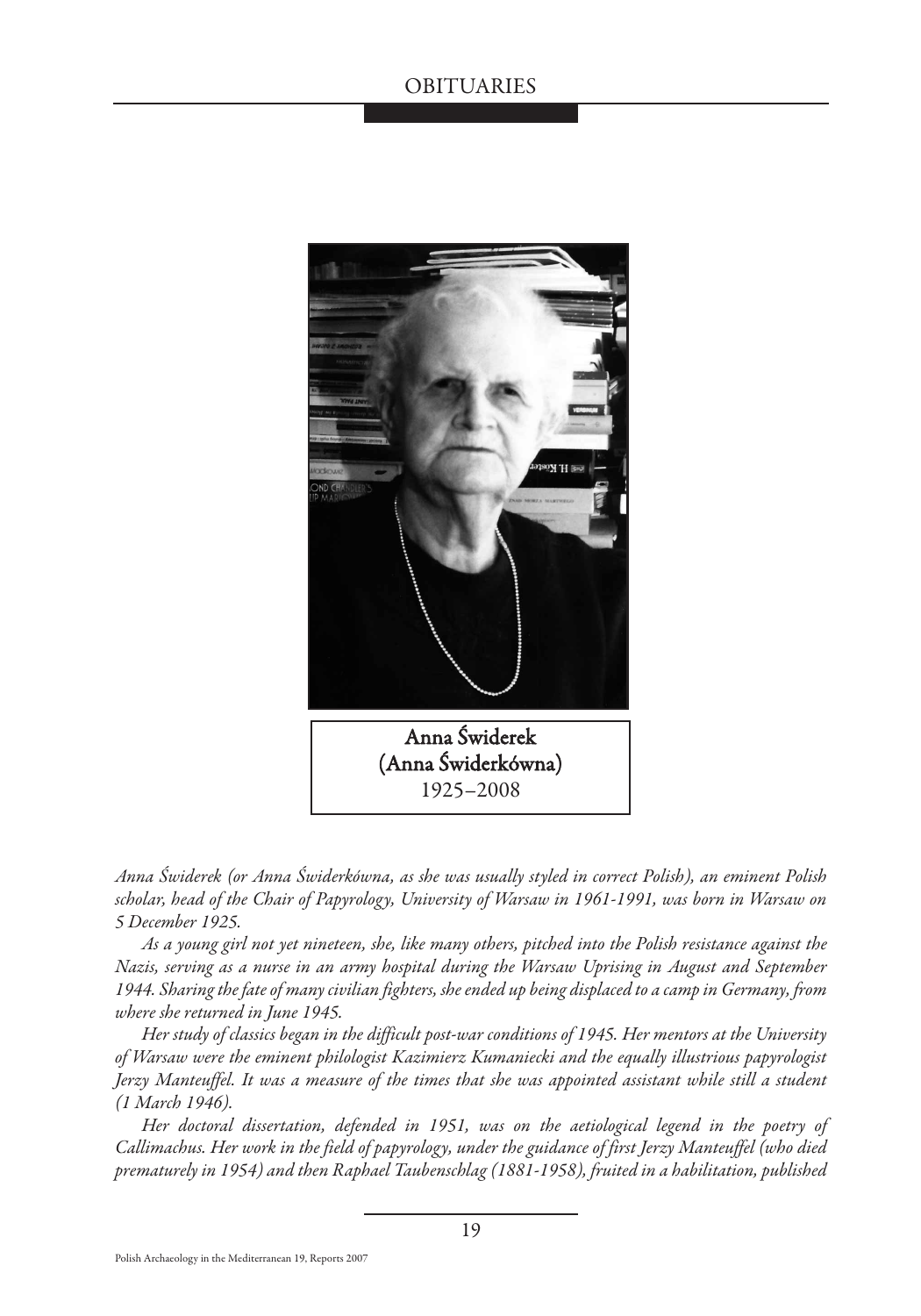# OBITUARIES

**Anna Świderek**
**(Anna Świderkówna)**
1925–2008

*Anna Świderek (or Anna Świderkówna, as she was usually styled in correct Polish), an eminent Polish scholar, head of the Chair of Papyrology, University of Warsaw in 1961-1991, was born in Warsaw on 5 December 1925.*

*As a young girl not yet nineteen, she, like many others, pitched into the Polish resistance against the Nazis, serving as a nurse in an army hospital during the Warsaw Uprising in August and September 1944. Sharing the fate of many civilian fighters, she ended up being displaced to a camp in Germany, from where she returned in June 1945.*

*Her study of classics began in the difficult post-war conditions of 1945. Her mentors at the University of Warsaw were the eminent philologist Kazimierz Kumaniecki and the equally illustrious papyrologist Jerzy Manteuffel. It was a measure of the times that she was appointed assistant while still a student (1 March 1946).*

*Her doctoral dissertation, defended in 1951, was on the aetiological legend in the poetry of Callimachus. Her work in the field of papyrology, under the guidance of first Jerzy Manteuffel (who died prematurely in 1954) and then Raphael Taubenschlag (1881-1958), fruited in a habilitation, published*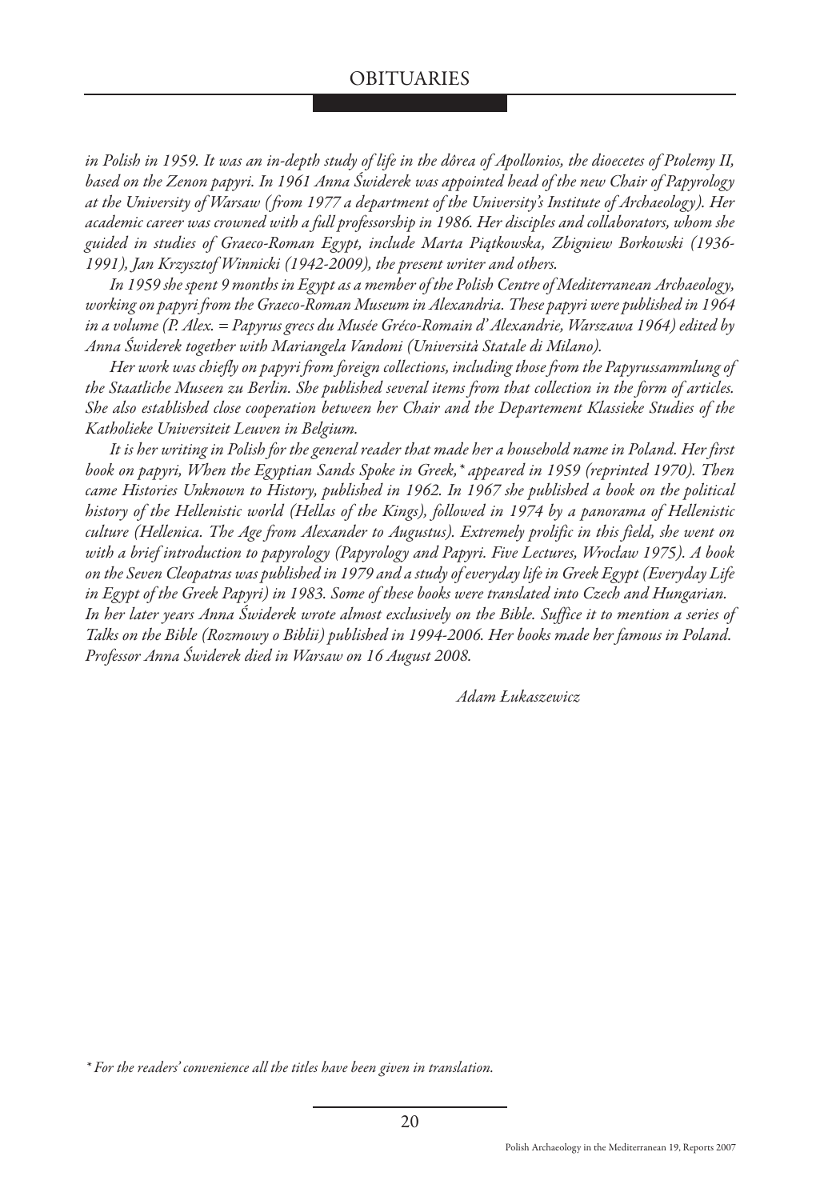*in Polish in 1959. It was an in-depth study of life in the dôrea of Apollonios, the dioecetes of Ptolemy II, based on the Zenon papyri. In 1961 Anna Świderek was appointed head of the new Chair of Papyrology at the University of Warsaw (from 1977 a department of the University's Institute of Archaeology). Her academic career was crowned with a full professorship in 1986. Her disciples and collaborators, whom she guided in studies of Graeco-Roman Egypt, include Marta Piątkowska, Zbigniew Borkowski (1936-1991), Jan Krzysztof Winnicki (1942-2009), the present writer and others.*

*In 1959 she spent 9 months in Egypt as a member of the Polish Centre of Mediterranean Archaeology, working on papyri from the Graeco-Roman Museum in Alexandria. These papyri were published in 1964 in a volume (P. Alex. = Papyrus grecs du Musée Gréco-Romain d' Alexandrie, Warszawa 1964) edited by Anna Świderek together with Mariangela Vandoni (Università Statale di Milano).*

*Her work was chiefly on papyri from foreign collections, including those from the Papyrussammlung of the Staatliche Museen zu Berlin. She published several items from that collection in the form of articles. She also established close cooperation between her Chair and the Departement Klassieke Studies of the Katholieke Universiteit Leuven in Belgium.*

*It is her writing in Polish for the general reader that made her a household name in Poland. Her first book on papyri, When the Egyptian Sands Spoke in Greek,* appeared in 1959 (reprinted 1970). Then came Histories Unknown to History, published in 1962. In 1967 she published a book on the political history of the Hellenistic world (Hellas of the Kings), followed in 1974 by a panorama of Hellenistic culture (Hellenica. The Age from Alexander to Augustus). Extremely prolific in this field, she went on with a brief introduction to papyrology (Papyrology and Papyri. Five Lectures, Wrocław 1975). A book on the Seven Cleopatras was published in 1979 and a study of everyday life in Greek Egypt (Everyday Life in Egypt of the Greek Papyri) in 1983. Some of these books were translated into Czech and Hungarian. In her later years Anna Świderek wrote almost exclusively on the Bible. Suffice it to mention a series of Talks on the Bible (Rozmowy o Biblii) published in 1994-2006. Her books made her famous in Poland. Professor Anna Świderek died in Warsaw on 16 August 2008.*

*Adam Łukaszewicz*

*\* For the readers' convenience all the titles have been given in translation.*